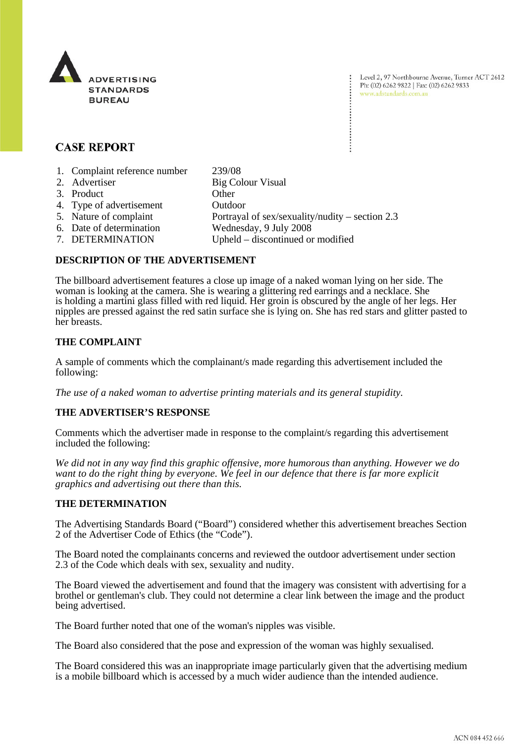ADVERTISING STANDARDS BUREAU

Level 2, 97 Northbourne Avenue, Turner ACT 2612
Ph: (02) 6262 9822 | Fax: (02) 6262 9833
www.adstandards.com.au

# CASE REPORT

1. Complaint reference number 239/08
2. Advertiser Big Colour Visual
3. Product Other
4. Type of advertisement Outdoor
5. Nature of complaint Portrayal of sex/sexuality/nudity – section 2.3
6. Date of determination Wednesday, 9 July 2008
7. DETERMINATION Upheld – discontinued or modified

## DESCRIPTION OF THE ADVERTISEMENT

The billboard advertisement features a close up image of a naked woman lying on her side. The woman is looking at the camera. She is wearing a glittering red earrings and a necklace. She is holding a martini glass filled with red liquid. Her groin is obscured by the angle of her legs. Her nipples are pressed against the red satin surface she is lying on. She has red stars and glitter pasted to her breasts.

## THE COMPLAINT

A sample of comments which the complainant/s made regarding this advertisement included the following:

*The use of a naked woman to advertise printing materials and its general stupidity.*

## THE ADVERTISER'S RESPONSE

Comments which the advertiser made in response to the complaint/s regarding this advertisement included the following:

*We did not in any way find this graphic offensive, more humorous than anything. However we do want to do the right thing by everyone. We feel in our defence that there is far more explicit graphics and advertising out there than this.*

## THE DETERMINATION

The Advertising Standards Board ("Board") considered whether this advertisement breaches Section 2 of the Advertiser Code of Ethics (the "Code").

The Board noted the complainants concerns and reviewed the outdoor advertisement under section 2.3 of the Code which deals with sex, sexuality and nudity.

The Board viewed the advertisement and found that the imagery was consistent with advertising for a brothel or gentleman's club. They could not determine a clear link between the image and the product being advertised.

The Board further noted that one of the woman's nipples was visible.

The Board also considered that the pose and expression of the woman was highly sexualised.

The Board considered this was an inappropriate image particularly given that the advertising medium is a mobile billboard which is accessed by a much wider audience than the intended audience.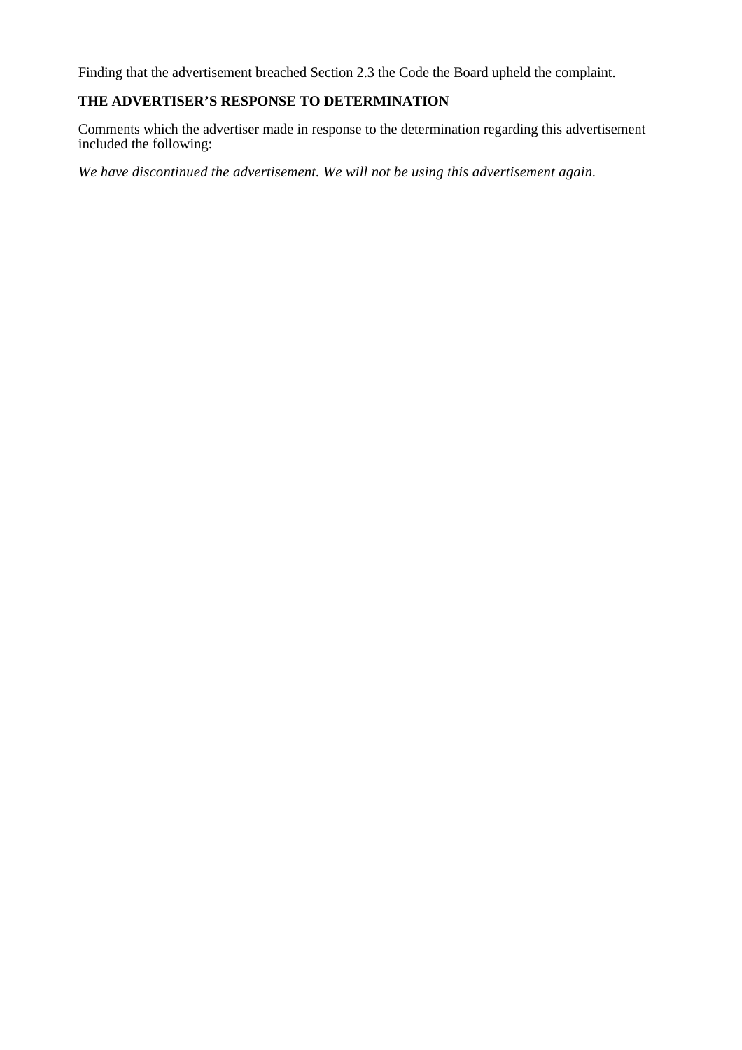Finding that the advertisement breached Section 2.3 the Code the Board upheld the complaint.

**THE ADVERTISER'S RESPONSE TO DETERMINATION**

Comments which the advertiser made in response to the determination regarding this advertisement included the following:

*We have discontinued the advertisement. We will not be using this advertisement again.*